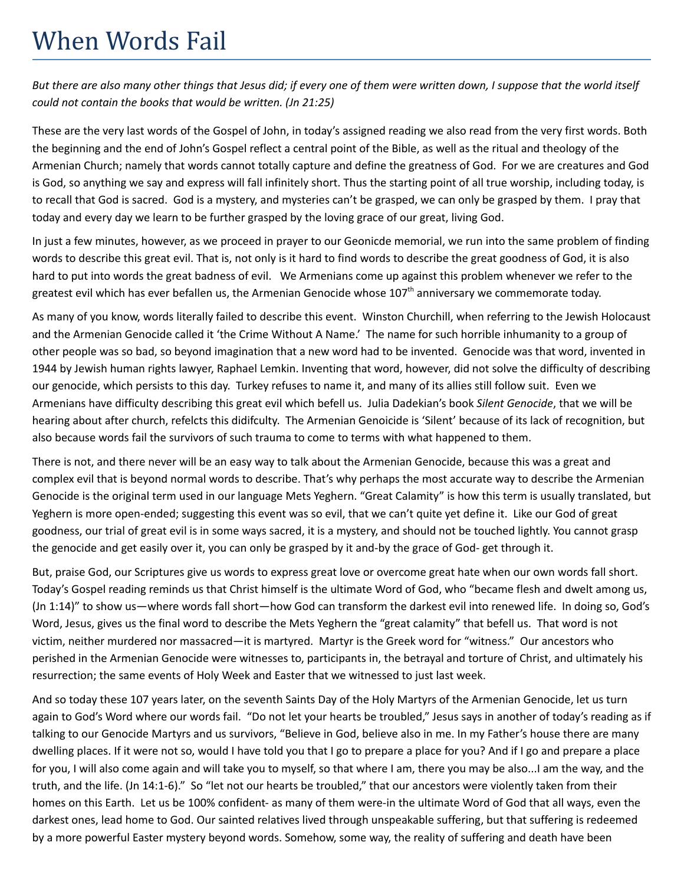# When Words Fail

*But there are also many other things that Jesus did; if every one of them were written down, I suppose that the world itself could not contain the books that would be written. (Jn 21:25)*

These are the very last words of the Gospel of John, in today's assigned reading we also read from the very first words. Both the beginning and the end of John's Gospel reflect a central point of the Bible, as well as the ritual and theology of the Armenian Church; namely that words cannot totally capture and define the greatness of God. For we are creatures and God is God, so anything we say and express will fall infinitely short. Thus the starting point of all true worship, including today, is to recall that God is sacred. God is a mystery, and mysteries can't be grasped, we can only be grasped by them. I pray that today and every day we learn to be further grasped by the loving grace of our great, living God.

In just a few minutes, however, as we proceed in prayer to our Geonicde memorial, we run into the same problem of finding words to describe this great evil. That is, not only is it hard to find words to describe the great goodness of God, it is also hard to put into words the great badness of evil. We Armenians come up against this problem whenever we refer to the greatest evil which has ever befallen us, the Armenian Genocide whose 107th anniversary we commemorate today.

As many of you know, words literally failed to describe this event. Winston Churchill, when referring to the Jewish Holocaust and the Armenian Genocide called it 'the Crime Without A Name.' The name for such horrible inhumanity to a group of other people was so bad, so beyond imagination that a new word had to be invented. Genocide was that word, invented in 1944 by Jewish human rights lawyer, Raphael Lemkin. Inventing that word, however, did not solve the difficulty of describing our genocide, which persists to this day. Turkey refuses to name it, and many of its allies still follow suit. Even we Armenians have difficulty describing this great evil which befell us. Julia Dadekian's book *Silent Genocide*, that we will be hearing about after church, refelcts this didifculty. The Armenian Genoicide is 'Silent' because of its lack of recognition, but also because words fail the survivors of such trauma to come to terms with what happened to them.

There is not, and there never will be an easy way to talk about the Armenian Genocide, because this was a great and complex evil that is beyond normal words to describe. That's why perhaps the most accurate way to describe the Armenian Genocide is the original term used in our language Mets Yeghern. "Great Calamity" is how this term is usually translated, but Yeghern is more open-ended; suggesting this event was so evil, that we can't quite yet define it. Like our God of great goodness, our trial of great evil is in some ways sacred, it is a mystery, and should not be touched lightly. You cannot grasp the genocide and get easily over it, you can only be grasped by it and-by the grace of God- get through it.

But, praise God, our Scriptures give us words to express great love or overcome great hate when our own words fall short. Today's Gospel reading reminds us that Christ himself is the ultimate Word of God, who "became flesh and dwelt among us, (Jn 1:14)" to show us—where words fall short—how God can transform the darkest evil into renewed life. In doing so, God's Word, Jesus, gives us the final word to describe the Mets Yeghern the "great calamity" that befell us. That word is not victim, neither murdered nor massacred—it is martyred. Martyr is the Greek word for "witness." Our ancestors who perished in the Armenian Genocide were witnesses to, participants in, the betrayal and torture of Christ, and ultimately his resurrection; the same events of Holy Week and Easter that we witnessed to just last week.

And so today these 107 years later, on the seventh Saints Day of the Holy Martyrs of the Armenian Genocide, let us turn again to God's Word where our words fail. "Do not let your hearts be troubled," Jesus says in another of today's reading as if talking to our Genocide Martyrs and us survivors, "Believe in God, believe also in me. In my Father's house there are many dwelling places. If it were not so, would I have told you that I go to prepare a place for you? And if I go and prepare a place for you, I will also come again and will take you to myself, so that where I am, there you may be also...I am the way, and the truth, and the life. (Jn 14:1-6)." So "let not our hearts be troubled," that our ancestors were violently taken from their homes on this Earth. Let us be 100% confident- as many of them were-in the ultimate Word of God that all ways, even the darkest ones, lead home to God. Our sainted relatives lived through unspeakable suffering, but that suffering is redeemed by a more powerful Easter mystery beyond words. Somehow, some way, the reality of suffering and death have been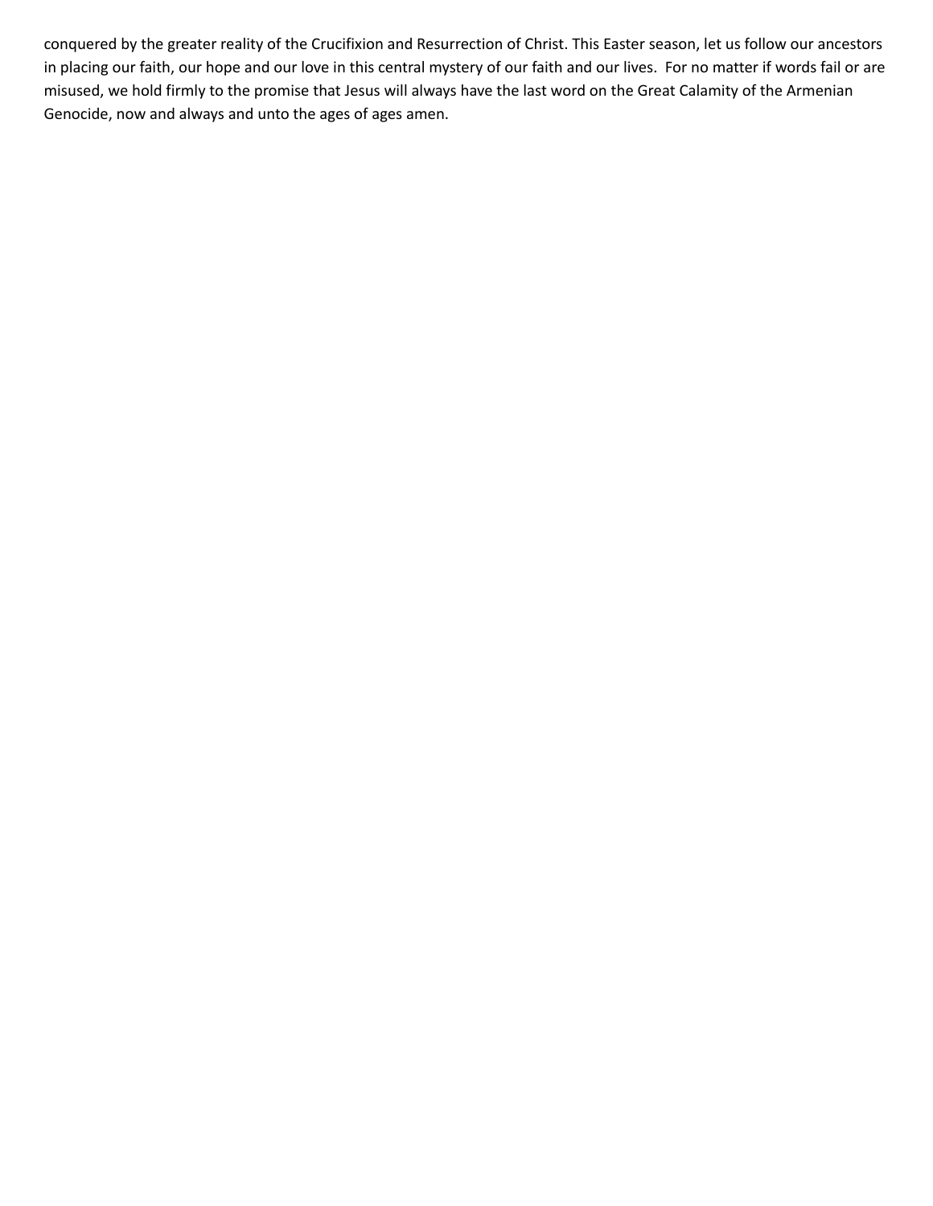conquered by the greater reality of the Crucifixion and Resurrection of Christ. This Easter season, let us follow our ancestors in placing our faith, our hope and our love in this central mystery of our faith and our lives. For no matter if words fail or are misused, we hold firmly to the promise that Jesus will always have the last word on the Great Calamity of the Armenian Genocide, now and always and unto the ages of ages amen.